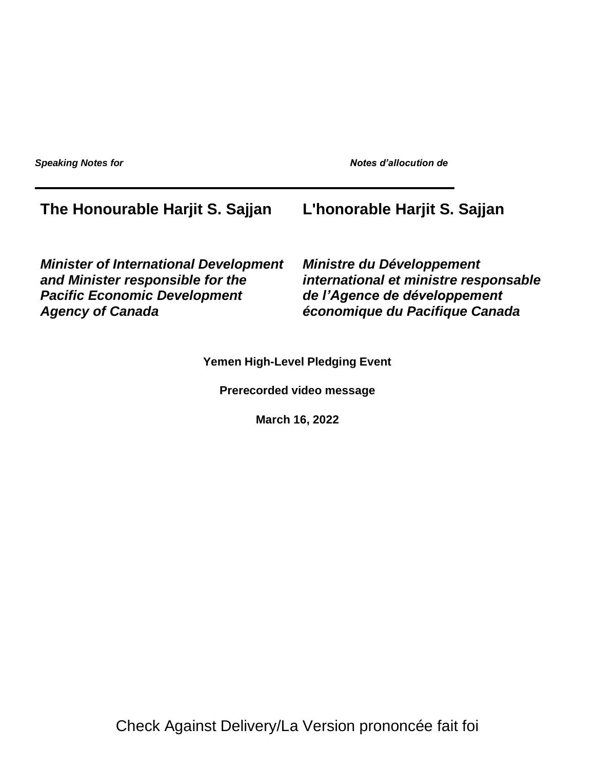*Speaking Notes for*

*Notes d'allocution de*

---

**The Honourable Harjit S. Sajjan**

***Minister of International Development and Minister responsible for the Pacific Economic Development Agency of Canada***

**L'honorable Harjit S. Sajjan**

***Ministre du Développement international et ministre responsable de l'Agence de développement économique du Pacifique Canada***

**Yemen High-Level Pledging Event**

**Prerecorded video message**

**March 16, 2022**

Check Against Delivery/La Version prononcée fait foi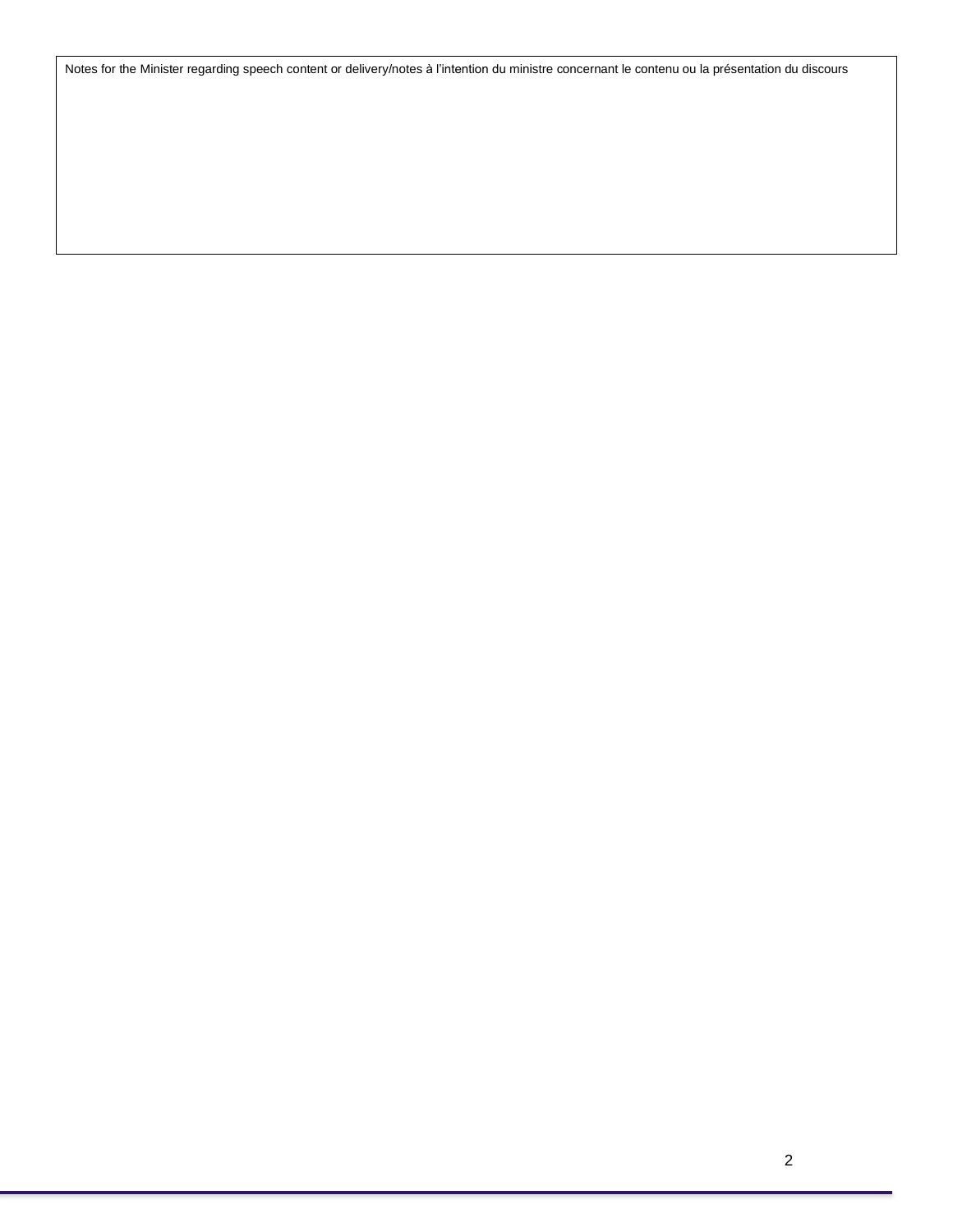| Notes for the Minister regarding speech content or delivery/notes à l’intention du ministre concernant le contenu ou la présentation du discours |
| --- |
| |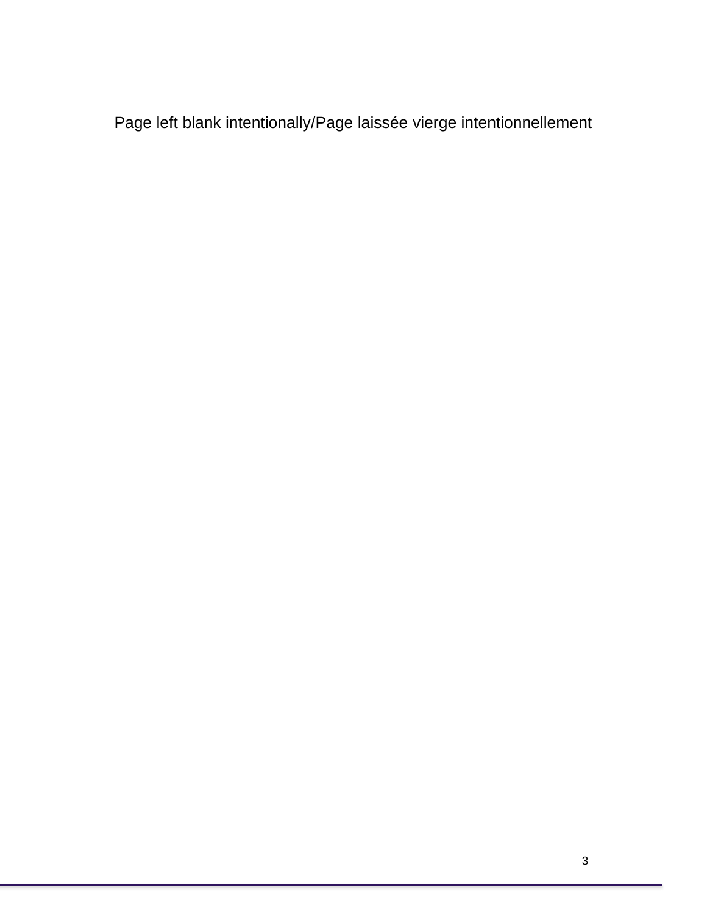Page left blank intentionally/Page laissée vierge intentionnellement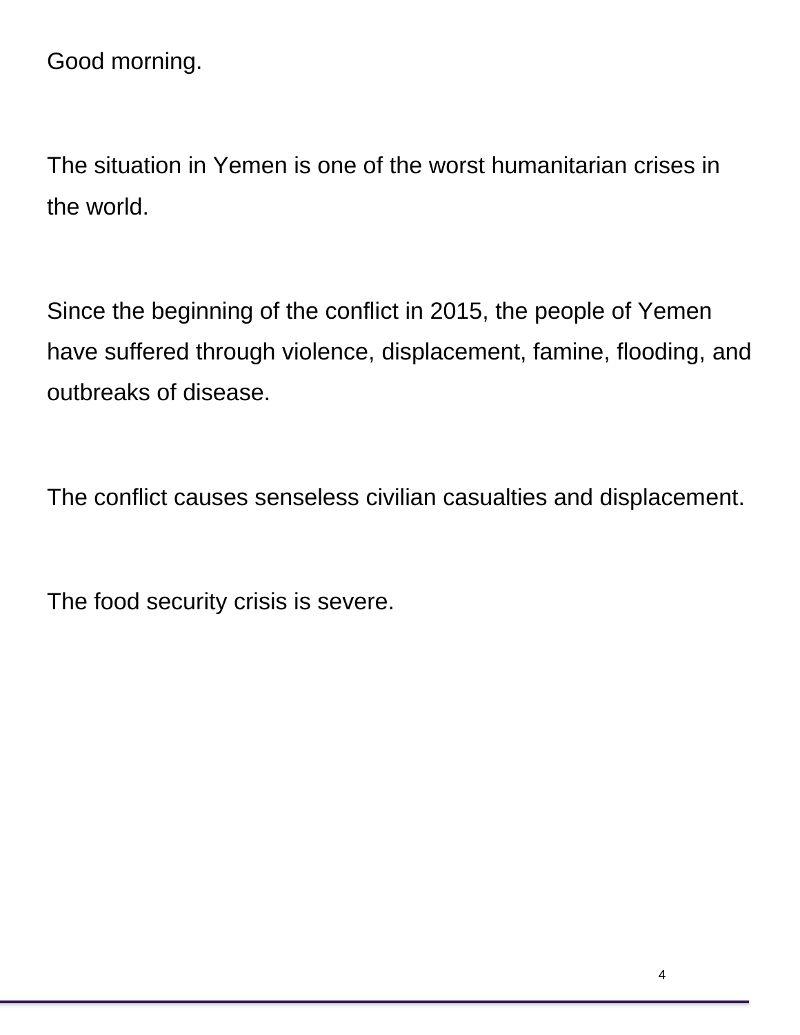Good morning.

The situation in Yemen is one of the worst humanitarian crises in the world.

Since the beginning of the conflict in 2015, the people of Yemen have suffered through violence, displacement, famine, flooding, and outbreaks of disease.

The conflict causes senseless civilian casualties and displacement.

The food security crisis is severe.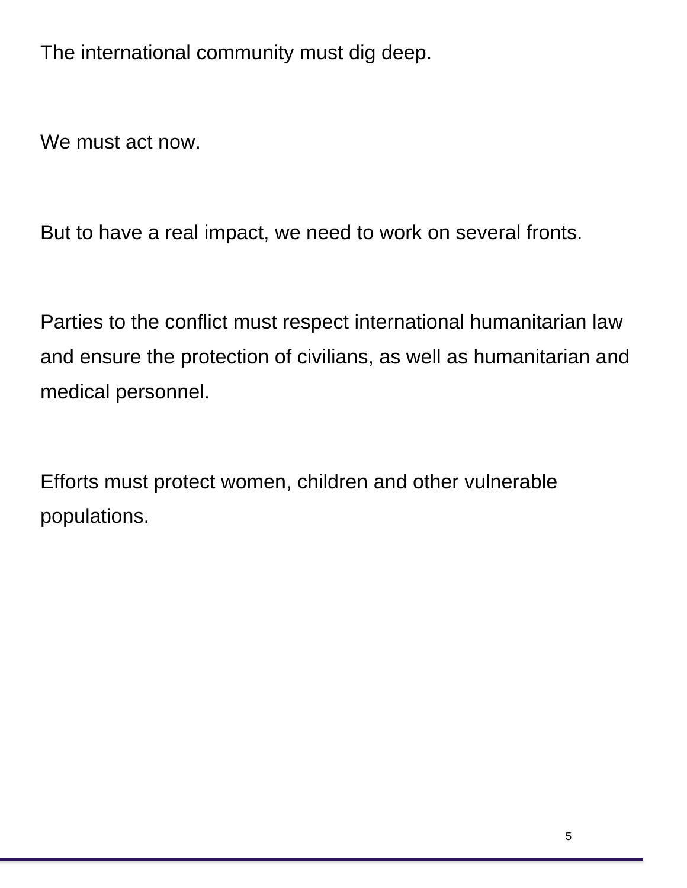The international community must dig deep.

We must act now.

But to have a real impact, we need to work on several fronts.

Parties to the conflict must respect international humanitarian law and ensure the protection of civilians, as well as humanitarian and medical personnel.

Efforts must protect women, children and other vulnerable populations.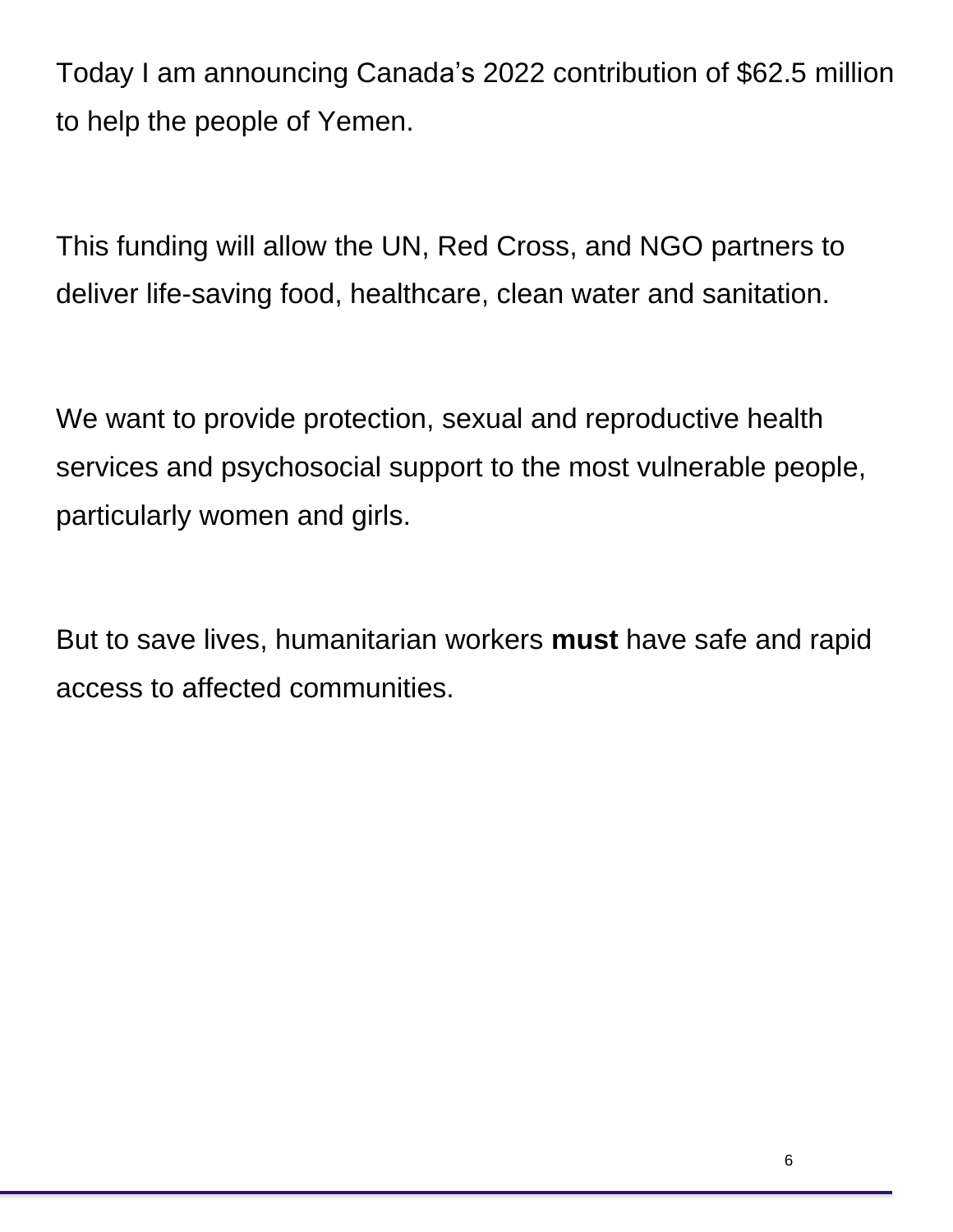Today I am announcing Canada’s 2022 contribution of $62.5 million to help the people of Yemen.

This funding will allow the UN, Red Cross, and NGO partners to deliver life-saving food, healthcare, clean water and sanitation.

We want to provide protection, sexual and reproductive health services and psychosocial support to the most vulnerable people, particularly women and girls.

But to save lives, humanitarian workers **must** have safe and rapid access to affected communities.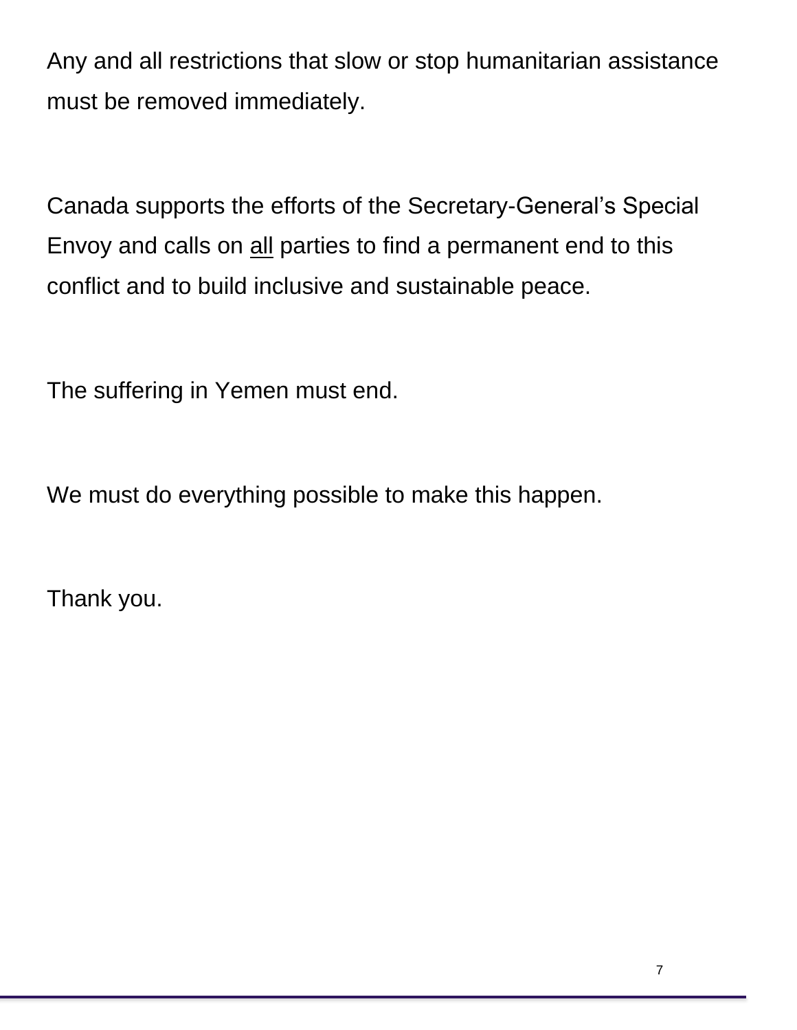Any and all restrictions that slow or stop humanitarian assistance must be removed immediately.

Canada supports the efforts of the Secretary-General's Special Envoy and calls on <u>all</u> parties to find a permanent end to this conflict and to build inclusive and sustainable peace.

The suffering in Yemen must end.

We must do everything possible to make this happen.

Thank you.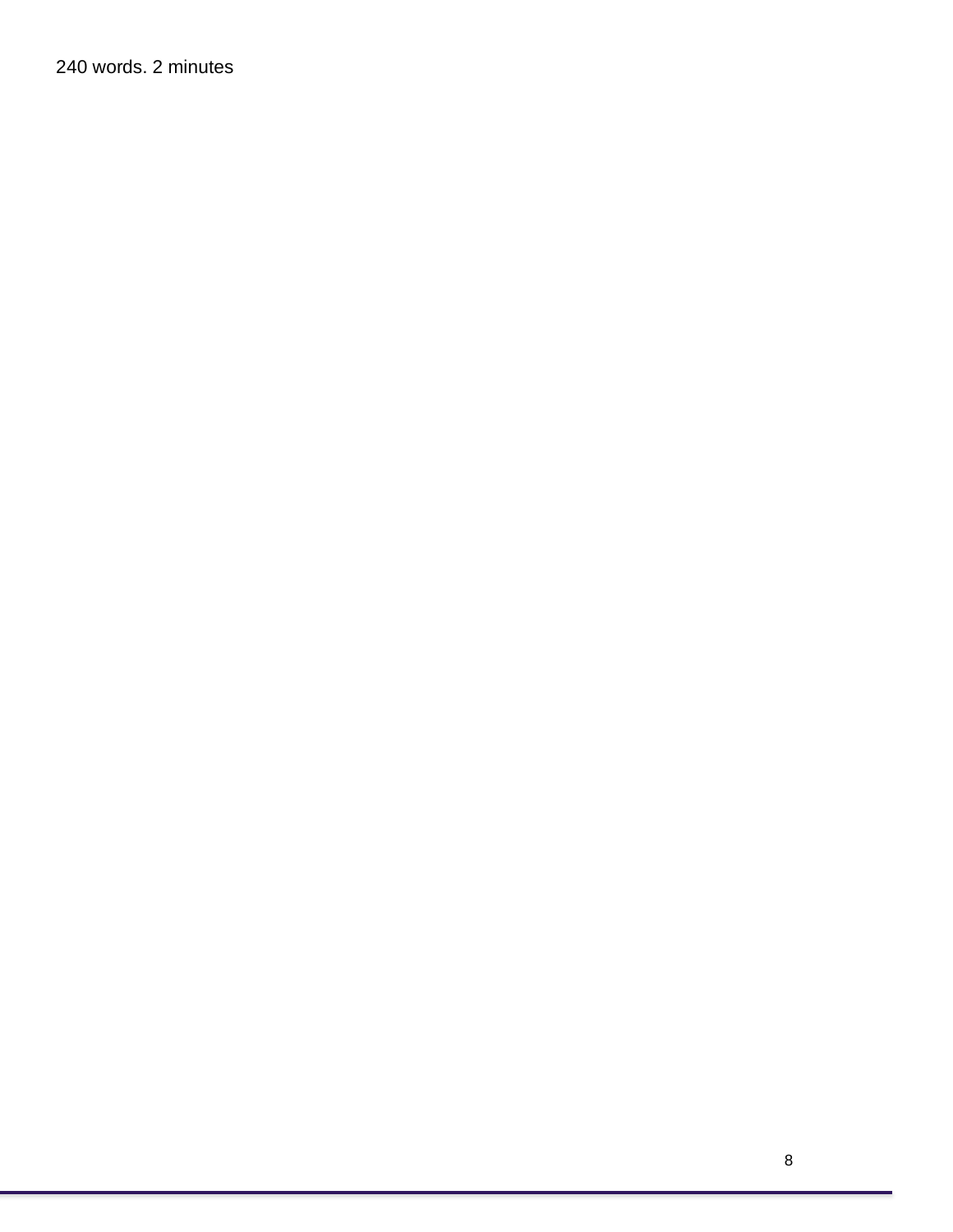240 words. 2 minutes